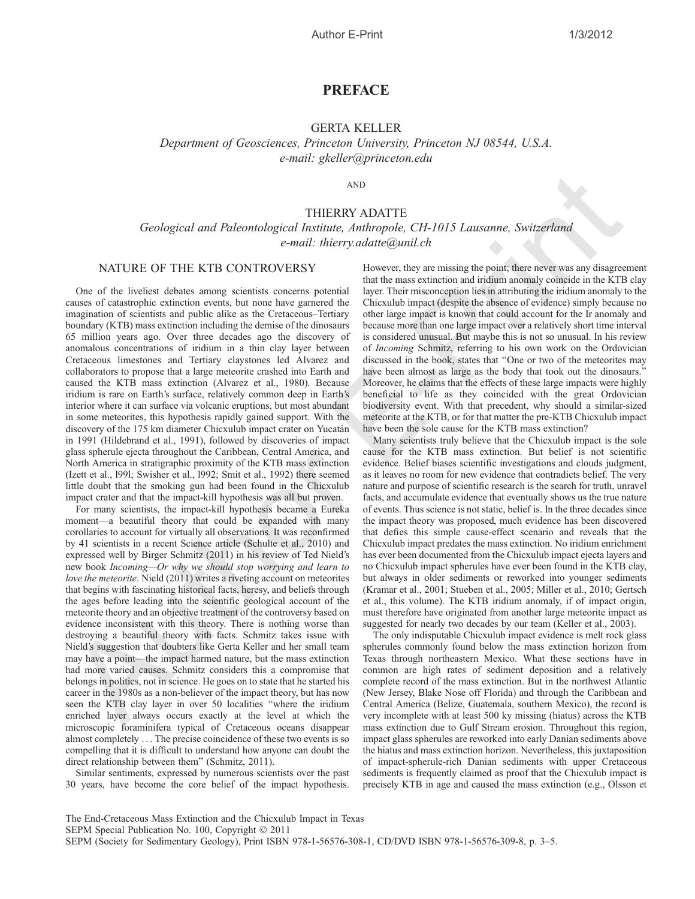# PREFACE

GERTA KELLER
*Department of Geosciences, Princeton University, Princeton NJ 08544, U.S.A.*
*e-mail: gkeller@princeton.edu*

AND

THIERRY ADATTE
*Geological and Paleontological Institute, Anthropole, CH-1015 Lausanne, Switzerland*
*e-mail: thierry.adatte@unil.ch*

## NATURE OF THE KTB CONTROVERSY

One of the liveliest debates among scientists concerns potential causes of catastrophic extinction events, but none have garnered the imagination of scientists and public alike as the Cretaceous–Tertiary boundary (KTB) mass extinction including the demise of the dinosaurs 65 million years ago. Over three decades ago the discovery of anomalous concentrations of iridium in a thin clay layer between Cretaceous limestones and Tertiary claystones led Alvarez and collaborators to propose that a large meteorite crashed into Earth and caused the KTB mass extinction (Alvarez et al., 1980). Because iridium is rare on Earth's surface, relatively common deep in Earth's interior where it can surface via volcanic eruptions, but most abundant in some meteorites, this hypothesis rapidly gained support. With the discovery of the 175 km diameter Chicxulub impact crater on Yucatán in 1991 (Hildebrand et al., 1991), followed by discoveries of impact glass spherule ejecta throughout the Caribbean, Central America, and North America in stratigraphic proximity of the KTB mass extinction (Izett et al., l99l; Swisher et al., l992; Smit et al., 1992) there seemed little doubt that the smoking gun had been found in the Chicxulub impact crater and that the impact-kill hypothesis was all but proven.

For many scientists, the impact-kill hypothesis became a Eureka moment—a beautiful theory that could be expanded with many corollaries to account for virtually all observations. It was reconfirmed by 41 scientists in a recent Science article (Schulte et al., 2010) and expressed well by Birger Schmitz (2011) in his review of Ted Nield's new book *Incoming—Or why we should stop worrying and learn to love the meteorite*. Nield (2011) writes a riveting account on meteorites that begins with fascinating historical facts, heresy, and beliefs through the ages before leading into the scientific geological account of the meteorite theory and an objective treatment of the controversy based on evidence inconsistent with this theory. There is nothing worse than destroying a beautiful theory with facts. Schmitz takes issue with Nield's suggestion that doubters like Gerta Keller and her small team may have a point—the impact harmed nature, but the mass extinction had more varied causes. Schmitz considers this a compromise that belongs in politics, not in science. He goes on to state that he started his career in the 1980s as a non-believer of the impact theory, but has now seen the KTB clay layer in over 50 localities "where the iridium enriched layer always occurs exactly at the level at which the microscopic foraminifera typical of Cretaceous oceans disappear almost completely . . . The precise coincidence of these two events is so compelling that it is difficult to understand how anyone can doubt the direct relationship between them" (Schmitz, 2011).

Similar sentiments, expressed by numerous scientists over the past 30 years, have become the core belief of the impact hypothesis. However, they are missing the point; there never was any disagreement that the mass extinction and iridium anomaly coincide in the KTB clay layer. Their misconception lies in attributing the iridium anomaly to the Chicxulub impact (despite the absence of evidence) simply because no other large impact is known that could account for the Ir anomaly and because more than one large impact over a relatively short time interval is considered unusual. But maybe this is not so unusual. In his review of *Incoming* Schmitz, referring to his own work on the Ordovician discussed in the book, states that "One or two of the meteorites may have been almost as large as the body that took out the dinosaurs." Moreover, he claims that the effects of these large impacts were highly beneficial to life as they coincided with the great Ordovician biodiversity event. With that precedent, why should a similar-sized meteorite at the KTB, or for that matter the pre-KTB Chicxulub impact have been the sole cause for the KTB mass extinction?

Many scientists truly believe that the Chicxulub impact is the sole cause for the KTB mass extinction. But belief is not scientific evidence. Belief biases scientific investigations and clouds judgment, as it leaves no room for new evidence that contradicts belief. The very nature and purpose of scientific research is the search for truth, unravel facts, and accumulate evidence that eventually shows us the true nature of events. Thus science is not static, belief is. In the three decades since the impact theory was proposed, much evidence has been discovered that defies this simple cause-effect scenario and reveals that the Chicxulub impact predates the mass extinction. No iridium enrichment has ever been documented from the Chicxulub impact ejecta layers and no Chicxulub impact spherules have ever been found in the KTB clay, but always in older sediments or reworked into younger sediments (Kramar et al., 2001; Stueben et al., 2005; Miller et al., 2010; Gertsch et al., this volume). The KTB iridium anomaly, if of impact origin, must therefore have originated from another large meteorite impact as suggested for nearly two decades by our team (Keller et al., 2003).

The only indisputable Chicxulub impact evidence is melt rock glass spherules commonly found below the mass extinction horizon from Texas through northeastern Mexico. What these sections have in common are high rates of sediment deposition and a relatively complete record of the mass extinction. But in the northwest Atlantic (New Jersey, Blake Nose off Florida) and through the Caribbean and Central America (Belize, Guatemala, southern Mexico), the record is very incomplete with at least 500 ky missing (hiatus) across the KTB mass extinction due to Gulf Stream erosion. Throughout this region, impact glass spherules are reworked into early Danian sediments above the hiatus and mass extinction horizon. Nevertheless, this juxtaposition of impact-spherule-rich Danian sediments with upper Cretaceous sediments is frequently claimed as proof that the Chicxulub impact is precisely KTB in age and caused the mass extinction (e.g., Olsson et

The End-Cretaceous Mass Extinction and the Chicxulub Impact in Texas
SEPM Special Publication No. 100, Copyright © 2011
SEPM (Society for Sedimentary Geology), Print ISBN 978-1-56576-308-1, CD/DVD ISBN 978-1-56576-309-8, p. 3–5.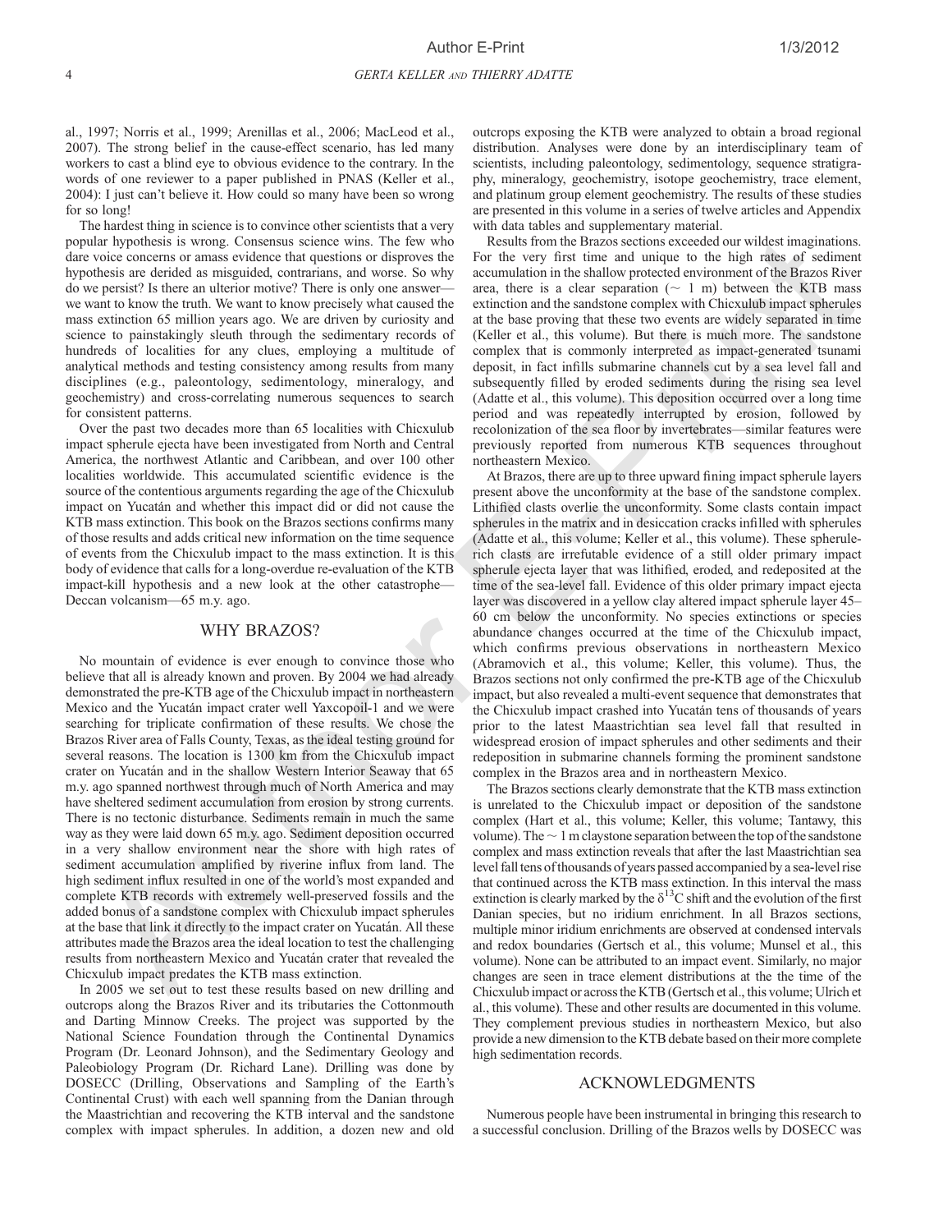al., 1997; Norris et al., 1999; Arenillas et al., 2006; MacLeod et al., 2007). The strong belief in the cause-effect scenario, has led many workers to cast a blind eye to obvious evidence to the contrary. In the words of one reviewer to a paper published in PNAS (Keller et al., 2004): I just can't believe it. How could so many have been so wrong for so long!

The hardest thing in science is to convince other scientists that a very popular hypothesis is wrong. Consensus science wins. The few who dare voice concerns or amass evidence that questions or disproves the hypothesis are derided as misguided, contrarians, and worse. So why do we persist? Is there an ulterior motive? There is only one answer—we want to know the truth. We want to know precisely what caused the mass extinction 65 million years ago. We are driven by curiosity and science to painstakingly sleuth through the sedimentary records of hundreds of localities for any clues, employing a multitude of analytical methods and testing consistency among results from many disciplines (e.g., paleontology, sedimentology, mineralogy, and geochemistry) and cross-correlating numerous sequences to search for consistent patterns.

Over the past two decades more than 65 localities with Chicxulub impact spherule ejecta have been investigated from North and Central America, the northwest Atlantic and Caribbean, and over 100 other localities worldwide. This accumulated scientific evidence is the source of the contentious arguments regarding the age of the Chicxulub impact on Yucatán and whether this impact did or did not cause the KTB mass extinction. This book on the Brazos sections confirms many of those results and adds critical new information on the time sequence of events from the Chicxulub impact to the mass extinction. It is this body of evidence that calls for a long-overdue re-evaluation of the KTB impact-kill hypothesis and a new look at the other catastrophe—Deccan volcanism—65 m.y. ago.

## WHY BRAZOS?

No mountain of evidence is ever enough to convince those who believe that all is already known and proven. By 2004 we had already demonstrated the pre-KTB age of the Chicxulub impact in northeastern Mexico and the Yucatán impact crater well Yaxcopoil-1 and we were searching for triplicate confirmation of these results. We chose the Brazos River area of Falls County, Texas, as the ideal testing ground for several reasons. The location is 1300 km from the Chicxulub impact crater on Yucatán and in the shallow Western Interior Seaway that 65 m.y. ago spanned northwest through much of North America and may have sheltered sediment accumulation from erosion by strong currents. There is no tectonic disturbance. Sediments remain in much the same way as they were laid down 65 m.y. ago. Sediment deposition occurred in a very shallow environment near the shore with high rates of sediment accumulation amplified by riverine influx from land. The high sediment influx resulted in one of the world's most expanded and complete KTB records with extremely well-preserved fossils and the added bonus of a sandstone complex with Chicxulub impact spherules at the base that link it directly to the impact crater on Yucatán. All these attributes made the Brazos area the ideal location to test the challenging results from northeastern Mexico and Yucatán crater that revealed the Chicxulub impact predates the KTB mass extinction.

In 2005 we set out to test these results based on new drilling and outcrops along the Brazos River and its tributaries the Cottonmouth and Darting Minnow Creeks. The project was supported by the National Science Foundation through the Continental Dynamics Program (Dr. Leonard Johnson), and the Sedimentary Geology and Paleobiology Program (Dr. Richard Lane). Drilling was done by DOSECC (Drilling, Observations and Sampling of the Earth's Continental Crust) with each well spanning from the Danian through the Maastrichtian and recovering the KTB interval and the sandstone complex with impact spherules. In addition, a dozen new and old outcrops exposing the KTB were analyzed to obtain a broad regional distribution. Analyses were done by an interdisciplinary team of scientists, including paleontology, sedimentology, sequence stratigraphy, mineralogy, geochemistry, isotope geochemistry, trace element, and platinum group element geochemistry. The results of these studies are presented in this volume in a series of twelve articles and Appendix with data tables and supplementary material.

Results from the Brazos sections exceeded our wildest imaginations. For the very first time and unique to the high rates of sediment accumulation in the shallow protected environment of the Brazos River area, there is a clear separation (~ 1 m) between the KTB mass extinction and the sandstone complex with Chicxulub impact spherules at the base proving that these two events are widely separated in time (Keller et al., this volume). But there is much more. The sandstone complex that is commonly interpreted as impact-generated tsunami deposit, in fact infills submarine channels cut by a sea level fall and subsequently filled by eroded sediments during the rising sea level (Adatte et al., this volume). This deposition occurred over a long time period and was repeatedly interrupted by erosion, followed by recolonization of the sea floor by invertebrates—similar features were previously reported from numerous KTB sequences throughout northeastern Mexico.

At Brazos, there are up to three upward fining impact spherule layers present above the unconformity at the base of the sandstone complex. Lithified clasts overlie the unconformity. Some clasts contain impact spherules in the matrix and in desiccation cracks infilled with spherules (Adatte et al., this volume; Keller et al., this volume). These spherule-rich clasts are irrefutable evidence of a still older primary impact spherule ejecta layer that was lithified, eroded, and redeposited at the time of the sea-level fall. Evidence of this older primary impact ejecta layer was discovered in a yellow clay altered impact spherule layer 45–60 cm below the unconformity. No species extinctions or species abundance changes occurred at the time of the Chicxulub impact, which confirms previous observations in northeastern Mexico (Abramovich et al., this volume; Keller, this volume). Thus, the Brazos sections not only confirmed the pre-KTB age of the Chicxulub impact, but also revealed a multi-event sequence that demonstrates that the Chicxulub impact crashed into Yucatán tens of thousands of years prior to the latest Maastrichtian sea level fall that resulted in widespread erosion of impact spherules and other sediments and their redeposition in submarine channels forming the prominent sandstone complex in the Brazos area and in northeastern Mexico.

The Brazos sections clearly demonstrate that the KTB mass extinction is unrelated to the Chicxulub impact or deposition of the sandstone complex (Hart et al., this volume; Keller, this volume; Tantawy, this volume). The ~ 1 m claystone separation between the top of the sandstone complex and mass extinction reveals that after the last Maastrichtian sea level fall tens of thousands of years passed accompanied by a sea-level rise that continued across the KTB mass extinction. In this interval the mass extinction is clearly marked by the $\delta^{13}C$ shift and the evolution of the first Danian species, but no iridium enrichment. In all Brazos sections, multiple minor iridium enrichments are observed at condensed intervals and redox boundaries (Gertsch et al., this volume; Munsel et al., this volume). None can be attributed to an impact event. Similarly, no major changes are seen in trace element distributions at the the time of the Chicxulub impact or across the KTB (Gertsch et al., this volume; Ulrich et al., this volume). These and other results are documented in this volume. They complement previous studies in northeastern Mexico, but also provide a new dimension to the KTB debate based on their more complete high sedimentation records.

## ACKNOWLEDGMENTS

Numerous people have been instrumental in bringing this research to a successful conclusion. Drilling of the Brazos wells by DOSECC was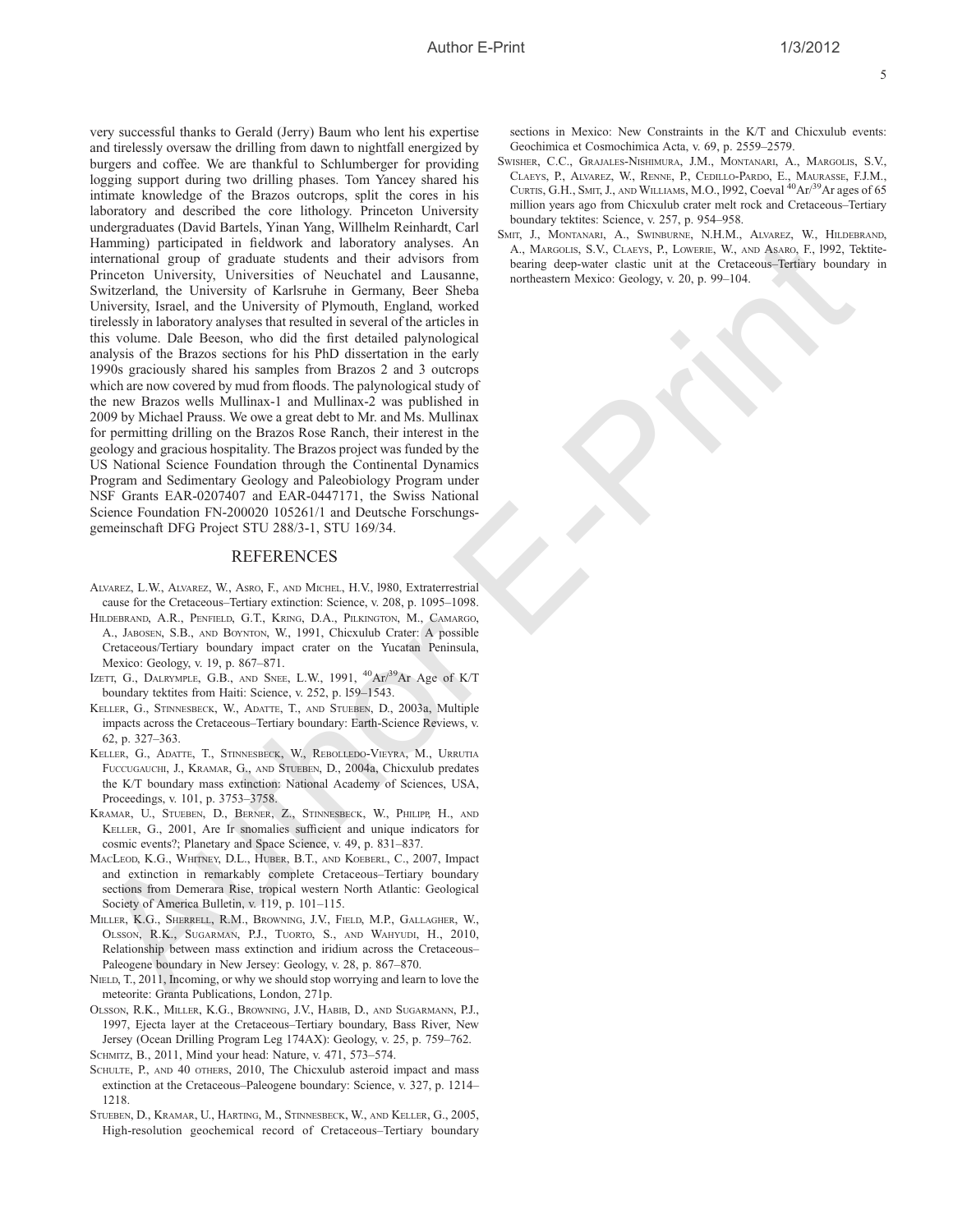very successful thanks to Gerald (Jerry) Baum who lent his expertise and tirelessly oversaw the drilling from dawn to nightfall energized by burgers and coffee. We are thankful to Schlumberger for providing logging support during two drilling phases. Tom Yancey shared his intimate knowledge of the Brazos outcrops, split the cores in his laboratory and described the core lithology. Princeton University undergraduates (David Bartels, Yinan Yang, Willhelm Reinhardt, Carl Hamming) participated in fieldwork and laboratory analyses. An international group of graduate students and their advisors from Princeton University, Universities of Neuchatel and Lausanne, Switzerland, the University of Karlsruhe in Germany, Beer Sheba University, Israel, and the University of Plymouth, England, worked tirelessly in laboratory analyses that resulted in several of the articles in this volume. Dale Beeson, who did the first detailed palynological analysis of the Brazos sections for his PhD dissertation in the early 1990s graciously shared his samples from Brazos 2 and 3 outcrops which are now covered by mud from floods. The palynological study of the new Brazos wells Mullinax-1 and Mullinax-2 was published in 2009 by Michael Prauss. We owe a great debt to Mr. and Ms. Mullinax for permitting drilling on the Brazos Rose Ranch, their interest in the geology and gracious hospitality. The Brazos project was funded by the US National Science Foundation through the Continental Dynamics Program and Sedimentary Geology and Paleobiology Program under NSF Grants EAR-0207407 and EAR-0447171, the Swiss National Science Foundation FN-200020 105261/1 and Deutsche Forschungsgemeinschaft DFG Project STU 288/3-1, STU 169/34.

## REFERENCES

Alvarez, L.W., Alvarez, W., Asro, F., and Michel, H.V., l980, Extraterrestrial cause for the Cretaceous–Tertiary extinction: Science, v. 208, p. 1095–1098.

Hildebrand, A.R., Penfield, G.T., Kring, D.A., Pilkington, M., Camargo, A., Jabosen, S.B., and Boynton, W., 1991, Chicxulub Crater: A possible Cretaceous/Tertiary boundary impact crater on the Yucatan Peninsula, Mexico: Geology, v. 19, p. 867–871.

Izett, G., Dalrymple, G.B., and Snee, L.W., 1991, $^{40}Ar/^{39}Ar$ Age of K/T boundary tektites from Haiti: Science, v. 252, p. l59–1543.

Keller, G., Stinnesbeck, W., Adatte, T., and Stueben, D., 2003a, Multiple impacts across the Cretaceous–Tertiary boundary: Earth-Science Reviews, v. 62, p. 327–363.

Keller, G., Adatte, T., Stinnesbeck, W., Rebolledo-Vieyra, M., Urrutia Fuccugauchi, J., Kramar, G., and Stueben, D., 2004a, Chicxulub predates the K/T boundary mass extinction: National Academy of Sciences, USA, Proceedings, v. 101, p. 3753–3758.

Kramar, U., Stueben, D., Berner, Z., Stinnesbeck, W., Philipp, H., and Keller, G., 2001, Are Ir snomalies sufficient and unique indicators for cosmic events?; Planetary and Space Science, v. 49, p. 831–837.

MacLeod, K.G., Whitney, D.L., Huber, B.T., and Koeberl, C., 2007, Impact and extinction in remarkably complete Cretaceous–Tertiary boundary sections from Demerara Rise, tropical western North Atlantic: Geological Society of America Bulletin, v. 119, p. 101–115.

Miller, K.G., Sherrell, R.M., Browning, J.V., Field, M.P., Gallagher, W., Olsson, R.K., Sugarman, P.J., Tuorto, S., and Wahyudi, H., 2010, Relationship between mass extinction and iridium across the Cretaceous–Paleogene boundary in New Jersey: Geology, v. 28, p. 867–870.

Nield, T., 2011, Incoming, or why we should stop worrying and learn to love the meteorite: Granta Publications, London, 271p.

Olsson, R.K., Miller, K.G., Browning, J.V., Habib, D., and Sugarmann, P.J., 1997, Ejecta layer at the Cretaceous–Tertiary boundary, Bass River, New Jersey (Ocean Drilling Program Leg 174AX): Geology, v. 25, p. 759–762.

Schmitz, B., 2011, Mind your head: Nature, v. 471, 573–574.

Schulte, P., and 40 others, 2010, The Chicxulub asteroid impact and mass extinction at the Cretaceous–Paleogene boundary: Science, v. 327, p. 1214–1218.

Stueben, D., Kramar, U., Harting, M., Stinnesbeck, W., and Keller, G., 2005, High-resolution geochemical record of Cretaceous–Tertiary boundary sections in Mexico: New Constraints in the K/T and Chicxulub events: Geochimica et Cosmochimica Acta, v. 69, p. 2559–2579.

Swisher, C.C., Grajales-Nishimura, J.M., Montanari, A., Margolis, S.V., Claeys, P., Alvarez, W., Renne, P., Cedillo-Pardo, E., Maurasse, F.J.M., Curtis, G.H., Smit, J., and Williams, M.O., l992, Coeval $^{40}Ar/^{39}Ar$ ages of 65 million years ago from Chicxulub crater melt rock and Cretaceous–Tertiary boundary tektites: Science, v. 257, p. 954–958.

Smit, J., Montanari, A., Swinburne, N.H.M., Alvarez, W., Hildebrand, A., Margolis, S.V., Claeys, P., Lowerie, W., and Asaro, F., l992, Tektite-bearing deep-water clastic unit at the Cretaceous–Tertiary boundary in northeastern Mexico: Geology, v. 20, p. 99–104.